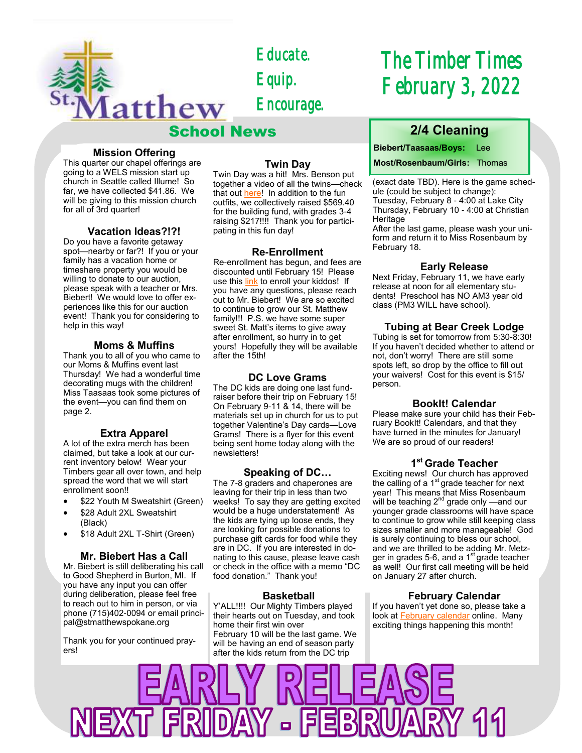St. Matthew

Educate.
Equip.
Encourage.

# The Timber Times
# February 3, 2022

## School News

### Mission Offering
This quarter our chapel offerings are going to a WELS mission start up church in Seattle called Illume! So far, we have collected $41.86. We will be giving to this mission church for all of 3rd quarter!

### Vacation Ideas?!?!
Do you have a favorite getaway spot—nearby or far?! If you or your family has a vacation home or timeshare property you would be willing to donate to our auction, please speak with a teacher or Mrs. Biebert! We would love to offer experiences like this for our auction event! Thank you for considering to help in this way!

### Moms & Muffins
Thank you to all of you who came to our Moms & Muffins event last Thursday! We had a wonderful time decorating mugs with the children! Miss Taasaas took some pictures of the event—you can find them on page 2.

### Extra Apparel
A lot of the extra merch has been claimed, but take a look at our current inventory below! Wear your Timbers gear all over town, and help spread the word that we will start enrollment soon!!

- $22 Youth M Sweatshirt (Green)
- $28 Adult 2XL Sweatshirt (Black)
- $18 Adult 2XL T-Shirt (Green)

### Mr. Biebert Has a Call
Mr. Biebert is still deliberating his call to Good Shepherd in Burton, MI. If you have any input you can offer during deliberation, please feel free to reach out to him in person, or via phone (715)402-0094 or email principal@stmatthewspokane.org

Thank you for your continued prayers!

### Twin Day
Twin Day was a hit! Mrs. Benson put together a video of all the twins—check that out here! In addition to the fun outfits, we collectively raised $569.40 for the building fund, with grades 3-4 raising $217!!!! Thank you for participating in this fun day!

### Re-Enrollment
Re-enrollment has begun, and fees are discounted until February 15! Please use this link to enroll your kiddos! If you have any questions, please reach out to Mr. Biebert! We are so excited to continue to grow our St. Matthew family!!! P.S. we have some super sweet St. Matt's items to give away after enrollment, so hurry in to get yours! Hopefully they will be available after the 15th!

### DC Love Grams
The DC kids are doing one last fundraiser before their trip on February 15! On February 9-11 & 14, there will be materials set up in church for us to put together Valentine's Day cards—Love Grams! There is a flyer for this event being sent home today along with the newsletters!

### Speaking of DC…
The 7-8 graders and chaperones are leaving for their trip in less than two weeks! To say they are getting excited would be a huge understatement! As the kids are tying up loose ends, they are looking for possible donations to purchase gift cards for food while they are in DC. If you are interested in donating to this cause, please leave cash or check in the office with a memo "DC food donation." Thank you!

### Basketball
Y'ALL!!!! Our Mighty Timbers played their hearts out on Tuesday, and took home their first win over
February 10 will be the last game. We will be having an end of season party after the kids return from the DC trip (exact date TBD). Here is the game schedule (could be subject to change):
Tuesday, February 8 - 4:00 at Lake City
Thursday, February 10 - 4:00 at Christian Heritage
After the last game, please wash your uniform and return it to Miss Rosenbaum by February 18.

### 2/4 Cleaning

| | |
|---|---|
| **Biebert/Taasaas/Boys:** | Lee |
| **Most/Rosenbaum/Girls:** | Thomas |

### Early Release
Next Friday, February 11, we have early release at noon for all elementary students! Preschool has NO AM3 year old class (PM3 WILL have school).

### Tubing at Bear Creek Lodge
Tubing is set for tomorrow from 5:30-8:30! If you haven't decided whether to attend or not, don't worry! There are still some spots left, so drop by the office to fill out your waivers! Cost for this event is $15/person.

### BookIt! Calendar
Please make sure your child has their February BookIt! Calendars, and that they have turned in the minutes for January! We are so proud of our readers!

### 1st Grade Teacher
Exciting news! Our church has approved the calling of a 1st grade teacher for next year! This means that Miss Rosenbaum will be teaching 2nd grade only —and our younger grade classrooms will have space to continue to grow while still keeping class sizes smaller and more manageable! God is surely continuing to bless our school, and we are thrilled to be adding Mr. Metzger in grades 5-6, and a 1st grade teacher as well! Our first call meeting will be held on January 27 after church.

### February Calendar
If you haven't yet done so, please take a look at February calendar online. Many exciting things happening this month!

# EARLY RELEASE
# NEXT FRIDAY - FEBRUARY 11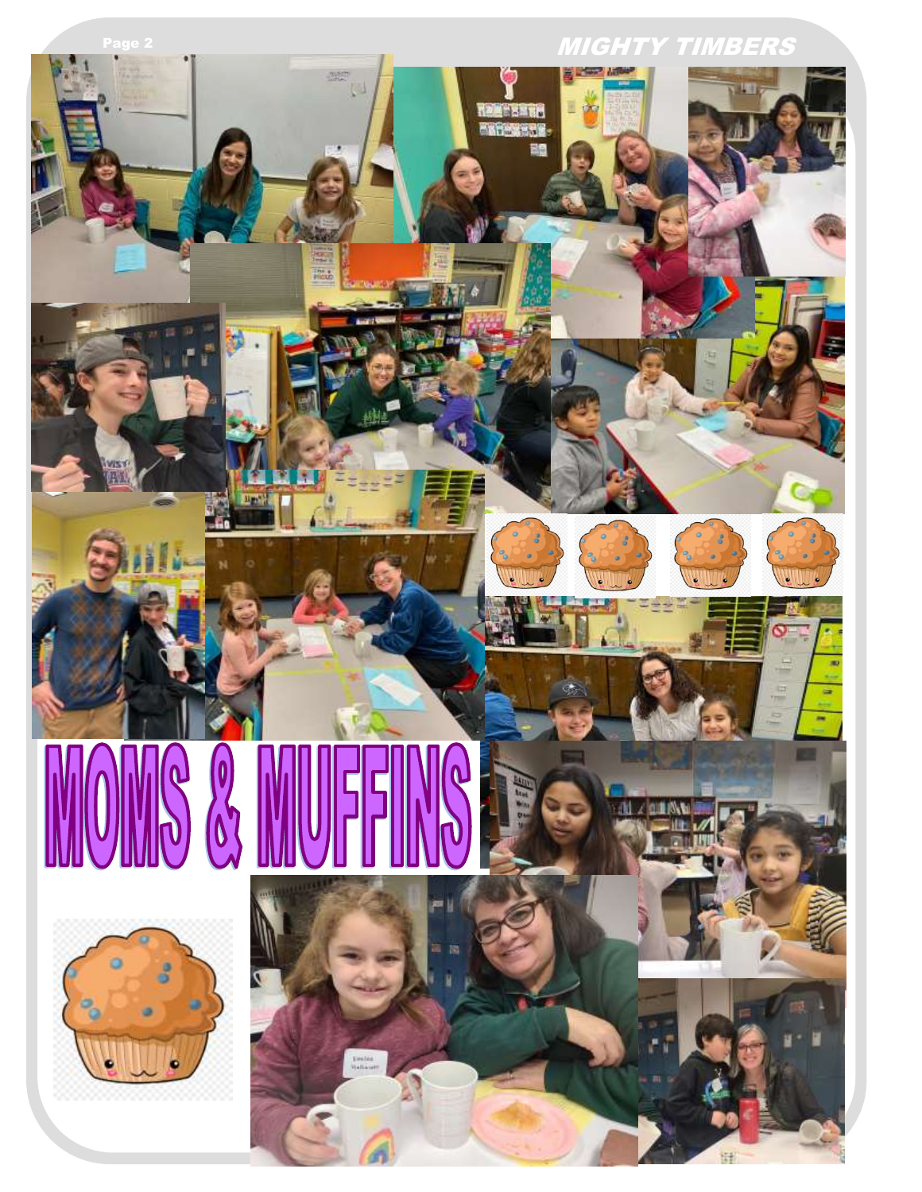# MOMS & MUFFINS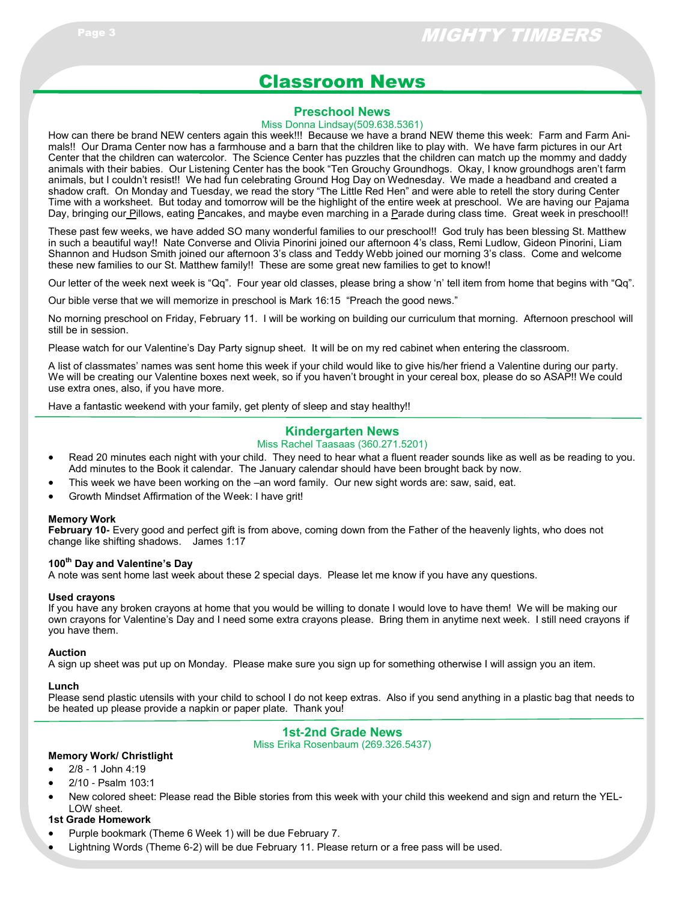# Classroom News

## Preschool News

Miss Donna Lindsay(509.638.5361)

How can there be brand NEW centers again this week!!! Because we have a brand NEW theme this week: Farm and Farm Animals!! Our Drama Center now has a farmhouse and a barn that the children like to play with. We have farm pictures in our Art Center that the children can watercolor. The Science Center has puzzles that the children can match up the mommy and daddy animals with their babies. Our Listening Center has the book "Ten Grouchy Groundhogs. Okay, I know groundhogs aren't farm animals, but I couldn't resist!! We had fun celebrating Ground Hog Day on Wednesday. We made a headband and created a shadow craft. On Monday and Tuesday, we read the story "The Little Red Hen" and were able to retell the story during Center Time with a worksheet. But today and tomorrow will be the highlight of the entire week at preschool. We are having our Pajama Day, bringing our Pillows, eating Pancakes, and maybe even marching in a Parade during class time. Great week in preschool!!

These past few weeks, we have added SO many wonderful families to our preschool!! God truly has been blessing St. Matthew in such a beautiful way!! Nate Converse and Olivia Pinorini joined our afternoon 4's class, Remi Ludlow, Gideon Pinorini, Liam Shannon and Hudson Smith joined our afternoon 3's class and Teddy Webb joined our morning 3's class. Come and welcome these new families to our St. Matthew family!! These are some great new families to get to know!!

Our letter of the week next week is "Qq". Four year old classes, please bring a show 'n' tell item from home that begins with "Qq".

Our bible verse that we will memorize in preschool is Mark 16:15 "Preach the good news."

No morning preschool on Friday, February 11. I will be working on building our curriculum that morning. Afternoon preschool will still be in session.

Please watch for our Valentine's Day Party signup sheet. It will be on my red cabinet when entering the classroom.

A list of classmates' names was sent home this week if your child would like to give his/her friend a Valentine during our party. We will be creating our Valentine boxes next week, so if you haven't brought in your cereal box, please do so ASAP!! We could use extra ones, also, if you have more.

Have a fantastic weekend with your family, get plenty of sleep and stay healthy!!

## Kindergarten News

Miss Rachel Taasaas (360.271.5201)

- Read 20 minutes each night with your child. They need to hear what a fluent reader sounds like as well as be reading to you. Add minutes to the Book it calendar. The January calendar should have been brought back by now.
- This week we have been working on the –an word family. Our new sight words are: saw, said, eat.
- Growth Mindset Affirmation of the Week: I have grit!

**Memory Work**

**February 10-** Every good and perfect gift is from above, coming down from the Father of the heavenly lights, who does not change like shifting shadows. James 1:17

**100th Day and Valentine's Day**

A note was sent home last week about these 2 special days. Please let me know if you have any questions.

**Used crayons**

If you have any broken crayons at home that you would be willing to donate I would love to have them! We will be making our own crayons for Valentine's Day and I need some extra crayons please. Bring them in anytime next week. I still need crayons if you have them.

**Auction**

A sign up sheet was put up on Monday. Please make sure you sign up for something otherwise I will assign you an item.

**Lunch**

Please send plastic utensils with your child to school I do not keep extras. Also if you send anything in a plastic bag that needs to be heated up please provide a napkin or paper plate. Thank you!

## 1st-2nd Grade News

Miss Erika Rosenbaum (269.326.5437)

**Memory Work/ Christlight**

- 2/8 - 1 John 4:19
- 2/10 - Psalm 103:1
- New colored sheet: Please read the Bible stories from this week with your child this weekend and sign and return the YELLOW sheet.

**1st Grade Homework**

- Purple bookmark (Theme 6 Week 1) will be due February 7.
- Lightning Words (Theme 6-2) will be due February 11. Please return or a free pass will be used.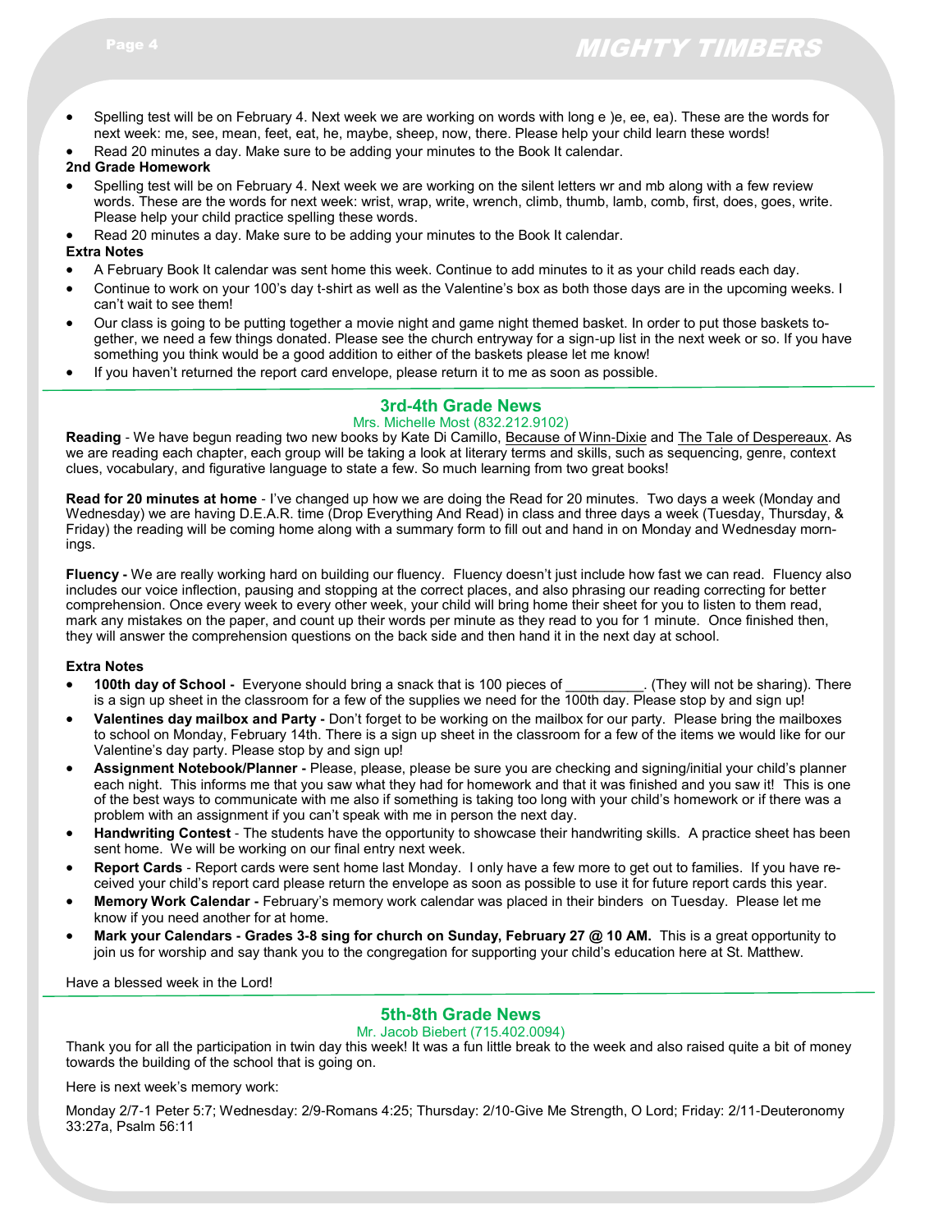- Spelling test will be on February 4. Next week we are working on words with long e )e, ee, ea). These are the words for next week: me, see, mean, feet, eat, he, maybe, sheep, now, there. Please help your child learn these words!
- Read 20 minutes a day. Make sure to be adding your minutes to the Book It calendar.

**2nd Grade Homework**

- Spelling test will be on February 4. Next week we are working on the silent letters wr and mb along with a few review words. These are the words for next week: wrist, wrap, write, wrench, climb, thumb, lamb, comb, first, does, goes, write. Please help your child practice spelling these words.
- Read 20 minutes a day. Make sure to be adding your minutes to the Book It calendar.

**Extra Notes**

- A February Book It calendar was sent home this week. Continue to add minutes to it as your child reads each day.
- Continue to work on your 100's day t-shirt as well as the Valentine's box as both those days are in the upcoming weeks. I can't wait to see them!
- Our class is going to be putting together a movie night and game night themed basket. In order to put those baskets together, we need a few things donated. Please see the church entryway for a sign-up list in the next week or so. If you have something you think would be a good addition to either of the baskets please let me know!
- If you haven't returned the report card envelope, please return it to me as soon as possible.

## 3rd-4th Grade News

Mrs. Michelle Most (832.212.9102)

**Reading** - We have begun reading two new books by Kate Di Camillo, Because of Winn-Dixie and The Tale of Despereaux. As we are reading each chapter, each group will be taking a look at literary terms and skills, such as sequencing, genre, context clues, vocabulary, and figurative language to state a few. So much learning from two great books!

**Read for 20 minutes at home** - I've changed up how we are doing the Read for 20 minutes. Two days a week (Monday and Wednesday) we are having D.E.A.R. time (Drop Everything And Read) in class and three days a week (Tuesday, Thursday, & Friday) the reading will be coming home along with a summary form to fill out and hand in on Monday and Wednesday mornings.

**Fluency -** We are really working hard on building our fluency. Fluency doesn't just include how fast we can read. Fluency also includes our voice inflection, pausing and stopping at the correct places, and also phrasing our reading correcting for better comprehension. Once every week to every other week, your child will bring home their sheet for you to listen to them read, mark any mistakes on the paper, and count up their words per minute as they read to you for 1 minute. Once finished then, they will answer the comprehension questions on the back side and then hand it in the next day at school.

**Extra Notes**

- **100th day of School -** Everyone should bring a snack that is 100 pieces of __________. (They will not be sharing). There is a sign up sheet in the classroom for a few of the supplies we need for the 100th day. Please stop by and sign up!
- **Valentines day mailbox and Party -** Don't forget to be working on the mailbox for our party. Please bring the mailboxes to school on Monday, February 14th. There is a sign up sheet in the classroom for a few of the items we would like for our Valentine's day party. Please stop by and sign up!
- **Assignment Notebook/Planner -** Please, please, please be sure you are checking and signing/initial your child's planner each night. This informs me that you saw what they had for homework and that it was finished and you saw it! This is one of the best ways to communicate with me also if something is taking too long with your child's homework or if there was a problem with an assignment if you can't speak with me in person the next day.
- **Handwriting Contest** - The students have the opportunity to showcase their handwriting skills. A practice sheet has been sent home. We will be working on our final entry next week.
- **Report Cards** - Report cards were sent home last Monday. I only have a few more to get out to families. If you have received your child's report card please return the envelope as soon as possible to use it for future report cards this year.
- **Memory Work Calendar -** February's memory work calendar was placed in their binders on Tuesday. Please let me know if you need another for at home.
- **Mark your Calendars - Grades 3-8 sing for church on Sunday, February 27 @ 10 AM.** This is a great opportunity to join us for worship and say thank you to the congregation for supporting your child's education here at St. Matthew.

Have a blessed week in the Lord!

## 5th-8th Grade News

Mr. Jacob Biebert (715.402.0094)

Thank you for all the participation in twin day this week! It was a fun little break to the week and also raised quite a bit of money towards the building of the school that is going on.

Here is next week's memory work:

Monday 2/7-1 Peter 5:7; Wednesday: 2/9-Romans 4:25; Thursday: 2/10-Give Me Strength, O Lord; Friday: 2/11-Deuteronomy 33:27a, Psalm 56:11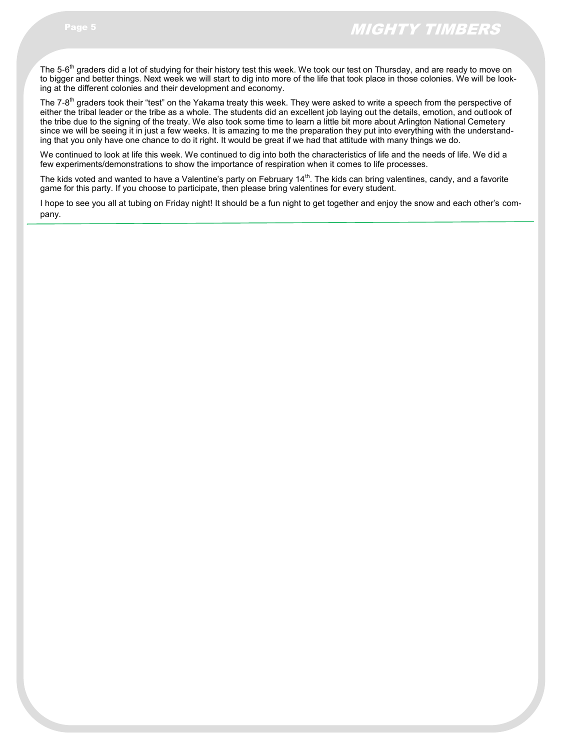The 5-6th graders did a lot of studying for their history test this week. We took our test on Thursday, and are ready to move on to bigger and better things. Next week we will start to dig into more of the life that took place in those colonies. We will be looking at the different colonies and their development and economy.

The 7-8th graders took their "test" on the Yakama treaty this week. They were asked to write a speech from the perspective of either the tribal leader or the tribe as a whole. The students did an excellent job laying out the details, emotion, and outlook of the tribe due to the signing of the treaty. We also took some time to learn a little bit more about Arlington National Cemetery since we will be seeing it in just a few weeks. It is amazing to me the preparation they put into everything with the understanding that you only have one chance to do it right. It would be great if we had that attitude with many things we do.

We continued to look at life this week. We continued to dig into both the characteristics of life and the needs of life. We did a few experiments/demonstrations to show the importance of respiration when it comes to life processes.

The kids voted and wanted to have a Valentine's party on February 14th. The kids can bring valentines, candy, and a favorite game for this party. If you choose to participate, then please bring valentines for every student.

I hope to see you all at tubing on Friday night! It should be a fun night to get together and enjoy the snow and each other's company.

---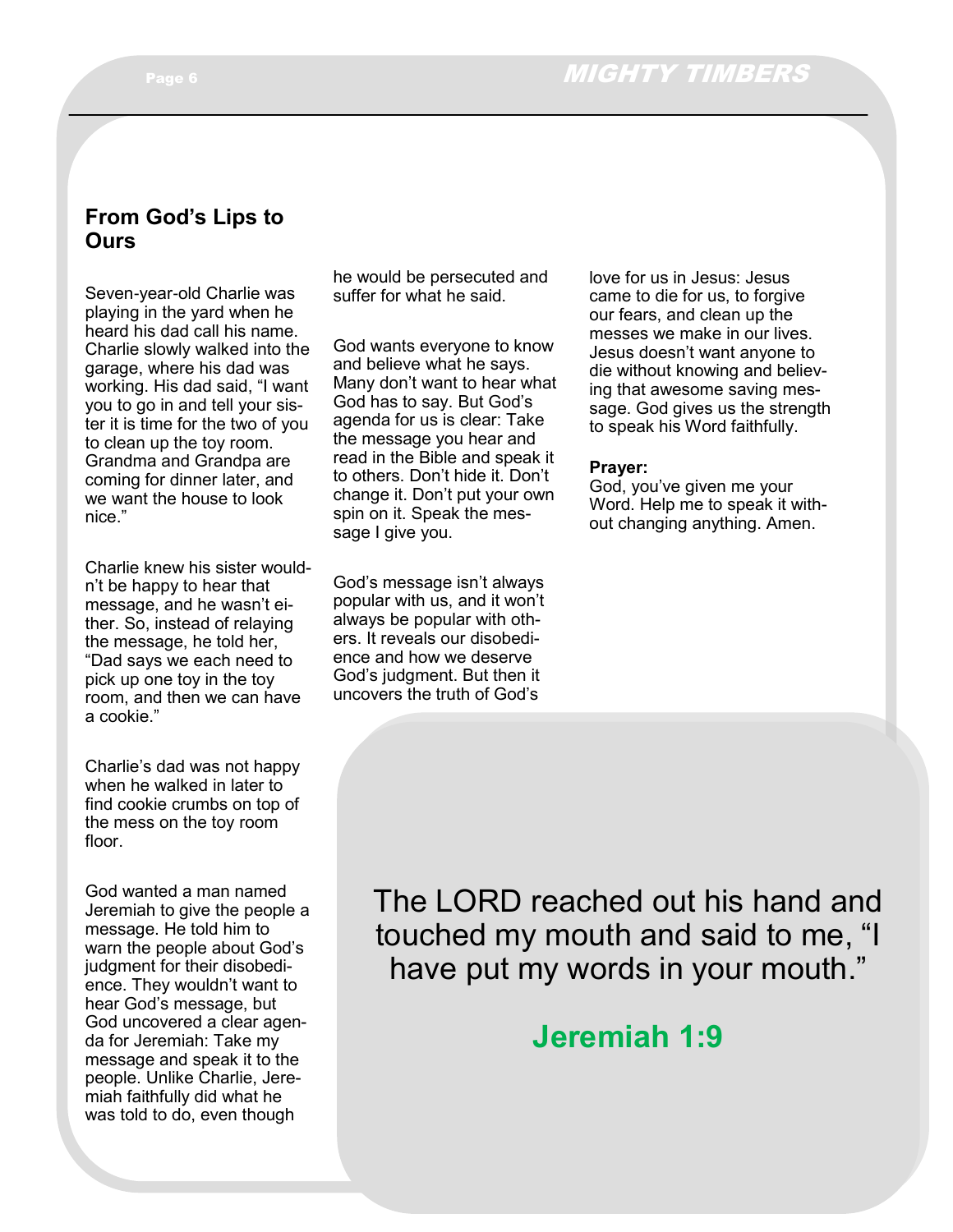## From God's Lips to Ours

Seven-year-old Charlie was playing in the yard when he heard his dad call his name. Charlie slowly walked into the garage, where his dad was working. His dad said, "I want you to go in and tell your sister it is time for the two of you to clean up the toy room. Grandma and Grandpa are coming for dinner later, and we want the house to look nice."

Charlie knew his sister wouldn't be happy to hear that message, and he wasn't either. So, instead of relaying the message, he told her, "Dad says we each need to pick up one toy in the toy room, and then we can have a cookie."

Charlie's dad was not happy when he walked in later to find cookie crumbs on top of the mess on the toy room floor.

God wanted a man named Jeremiah to give the people a message. He told him to warn the people about God's judgment for their disobedience. They wouldn't want to hear God's message, but God uncovered a clear agenda for Jeremiah: Take my message and speak it to the people. Unlike Charlie, Jeremiah faithfully did what he was told to do, even though he would be persecuted and suffer for what he said.

God wants everyone to know and believe what he says. Many don't want to hear what God has to say. But God's agenda for us is clear: Take the message you hear and read in the Bible and speak it to others. Don't hide it. Don't change it. Don't put your own spin on it. Speak the message I give you.

God's message isn't always popular with us, and it won't always be popular with others. It reveals our disobedience and how we deserve God's judgment. But then it uncovers the truth of God's love for us in Jesus: Jesus came to die for us, to forgive our fears, and clean up the messes we make in our lives. Jesus doesn't want anyone to die without knowing and believing that awesome saving message. God gives us the strength to speak his Word faithfully.

**Prayer:**
God, you've given me your Word. Help me to speak it without changing anything. Amen.

The LORD reached out his hand and touched my mouth and said to me, "I have put my words in your mouth."

**Jeremiah 1:9**